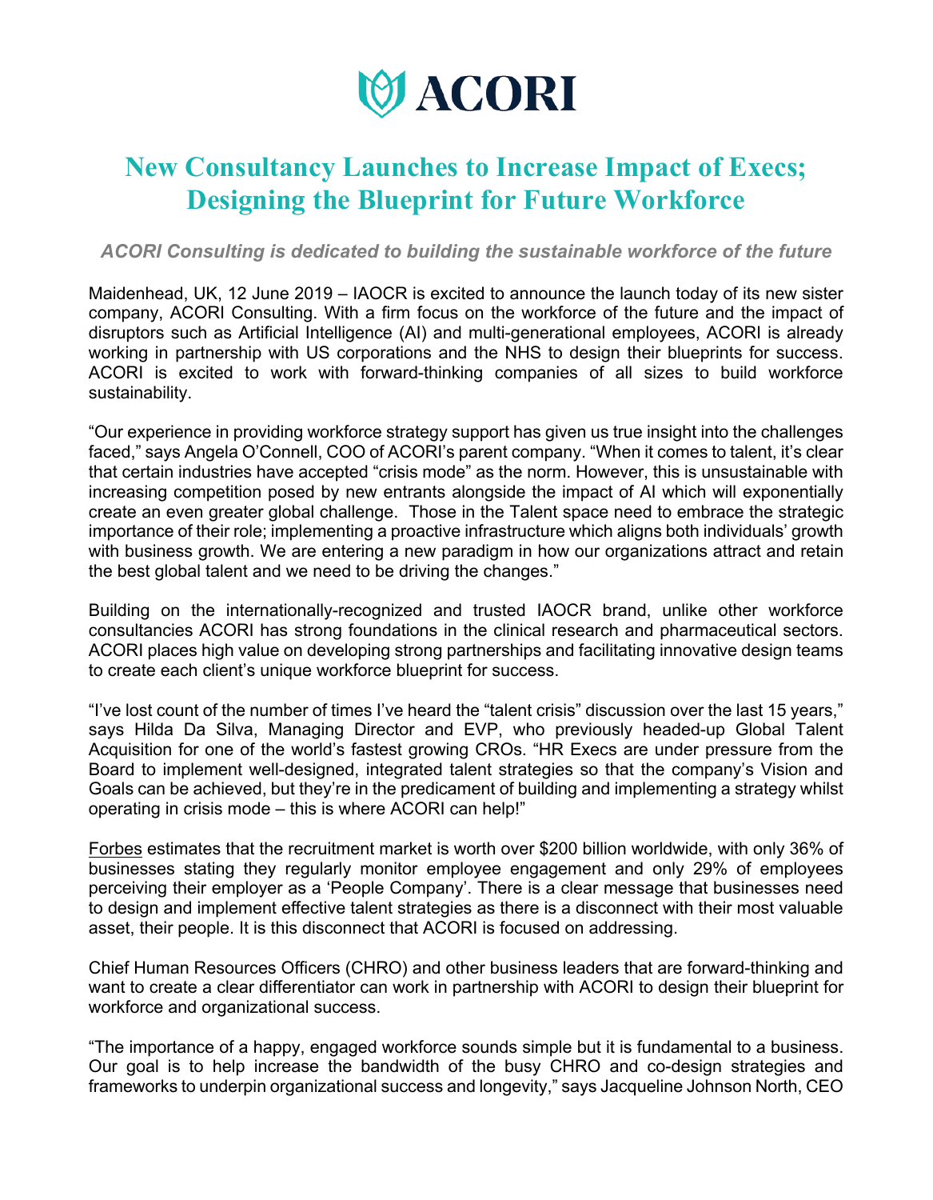# ACORI

## New Consultancy Launches to Increase Impact of Execs; Designing the Blueprint for Future Workforce

*ACORI Consulting is dedicated to building the sustainable workforce of the future*

Maidenhead, UK, 12 June 2019 – IAOCR is excited to announce the launch today of its new sister company, ACORI Consulting. With a firm focus on the workforce of the future and the impact of disruptors such as Artificial Intelligence (AI) and multi-generational employees, ACORI is already working in partnership with US corporations and the NHS to design their blueprints for success. ACORI is excited to work with forward-thinking companies of all sizes to build workforce sustainability.

"Our experience in providing workforce strategy support has given us true insight into the challenges faced," says Angela O'Connell, COO of ACORI's parent company. "When it comes to talent, it's clear that certain industries have accepted "crisis mode" as the norm. However, this is unsustainable with increasing competition posed by new entrants alongside the impact of AI which will exponentially create an even greater global challenge. Those in the Talent space need to embrace the strategic importance of their role; implementing a proactive infrastructure which aligns both individuals' growth with business growth. We are entering a new paradigm in how our organizations attract and retain the best global talent and we need to be driving the changes."

Building on the internationally-recognized and trusted IAOCR brand, unlike other workforce consultancies ACORI has strong foundations in the clinical research and pharmaceutical sectors. ACORI places high value on developing strong partnerships and facilitating innovative design teams to create each client's unique workforce blueprint for success.

"I've lost count of the number of times I've heard the "talent crisis" discussion over the last 15 years," says Hilda Da Silva, Managing Director and EVP, who previously headed-up Global Talent Acquisition for one of the world's fastest growing CROs. "HR Execs are under pressure from the Board to implement well-designed, integrated talent strategies so that the company's Vision and Goals can be achieved, but they're in the predicament of building and implementing a strategy whilst operating in crisis mode – this is where ACORI can help!"

Forbes estimates that the recruitment market is worth over $200 billion worldwide, with only 36% of businesses stating they regularly monitor employee engagement and only 29% of employees perceiving their employer as a 'People Company'. There is a clear message that businesses need to design and implement effective talent strategies as there is a disconnect with their most valuable asset, their people. It is this disconnect that ACORI is focused on addressing.

Chief Human Resources Officers (CHRO) and other business leaders that are forward-thinking and want to create a clear differentiator can work in partnership with ACORI to design their blueprint for workforce and organizational success.

"The importance of a happy, engaged workforce sounds simple but it is fundamental to a business. Our goal is to help increase the bandwidth of the busy CHRO and co-design strategies and frameworks to underpin organizational success and longevity," says Jacqueline Johnson North, CEO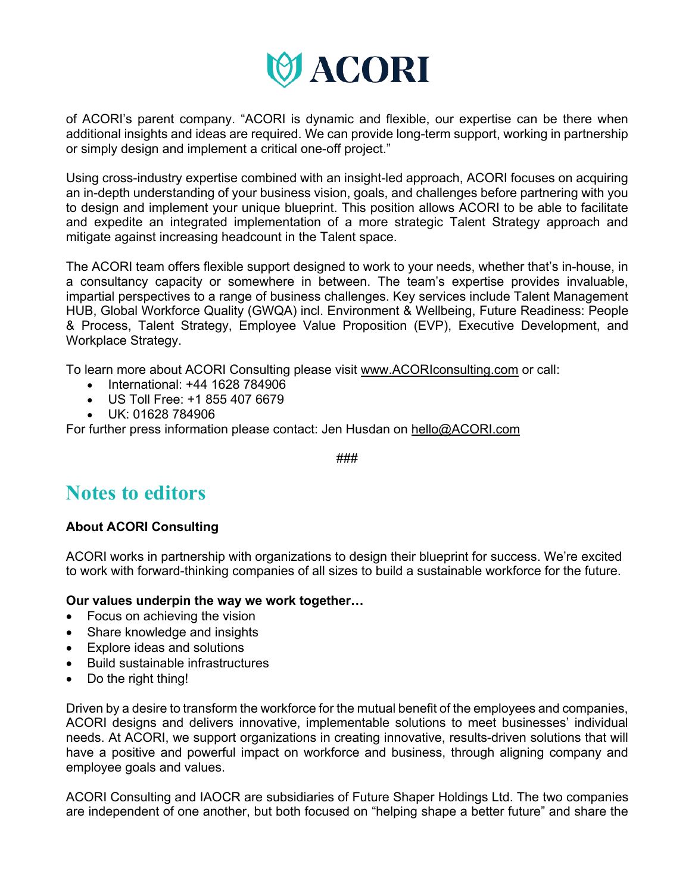of ACORI's parent company. "ACORI is dynamic and flexible, our expertise can be there when additional insights and ideas are required. We can provide long-term support, working in partnership or simply design and implement a critical one-off project."

Using cross-industry expertise combined with an insight-led approach, ACORI focuses on acquiring an in-depth understanding of your business vision, goals, and challenges before partnering with you to design and implement your unique blueprint. This position allows ACORI to be able to facilitate and expedite an integrated implementation of a more strategic Talent Strategy approach and mitigate against increasing headcount in the Talent space.

The ACORI team offers flexible support designed to work to your needs, whether that's in-house, in a consultancy capacity or somewhere in between. The team's expertise provides invaluable, impartial perspectives to a range of business challenges. Key services include Talent Management HUB, Global Workforce Quality (GWQA) incl. Environment & Wellbeing, Future Readiness: People & Process, Talent Strategy, Employee Value Proposition (EVP), Executive Development, and Workplace Strategy.

To learn more about ACORI Consulting please visit www.ACORIconsulting.com or call:

- International: +44 1628 784906
- US Toll Free: +1 855 407 6679
- UK: 01628 784906

For further press information please contact: Jen Husdan on hello@ACORI.com

###

## Notes to editors

**About ACORI Consulting**

ACORI works in partnership with organizations to design their blueprint for success. We're excited to work with forward-thinking companies of all sizes to build a sustainable workforce for the future.

**Our values underpin the way we work together…**

- Focus on achieving the vision
- Share knowledge and insights
- Explore ideas and solutions
- Build sustainable infrastructures
- Do the right thing!

Driven by a desire to transform the workforce for the mutual benefit of the employees and companies, ACORI designs and delivers innovative, implementable solutions to meet businesses' individual needs. At ACORI, we support organizations in creating innovative, results-driven solutions that will have a positive and powerful impact on workforce and business, through aligning company and employee goals and values.

ACORI Consulting and IAOCR are subsidiaries of Future Shaper Holdings Ltd. The two companies are independent of one another, but both focused on "helping shape a better future" and share the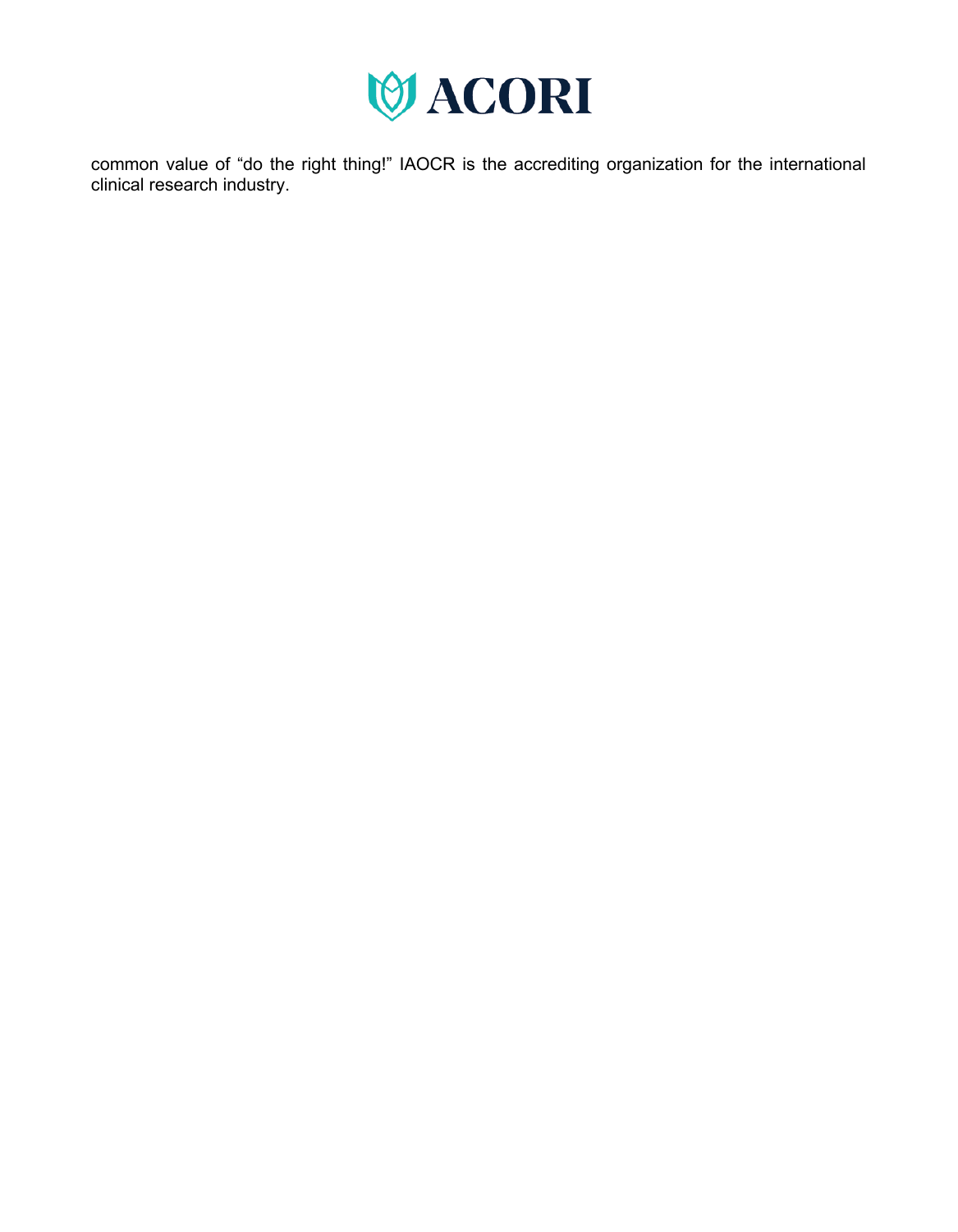common value of “do the right thing!” IAOCR is the accrediting organization for the international clinical research industry.